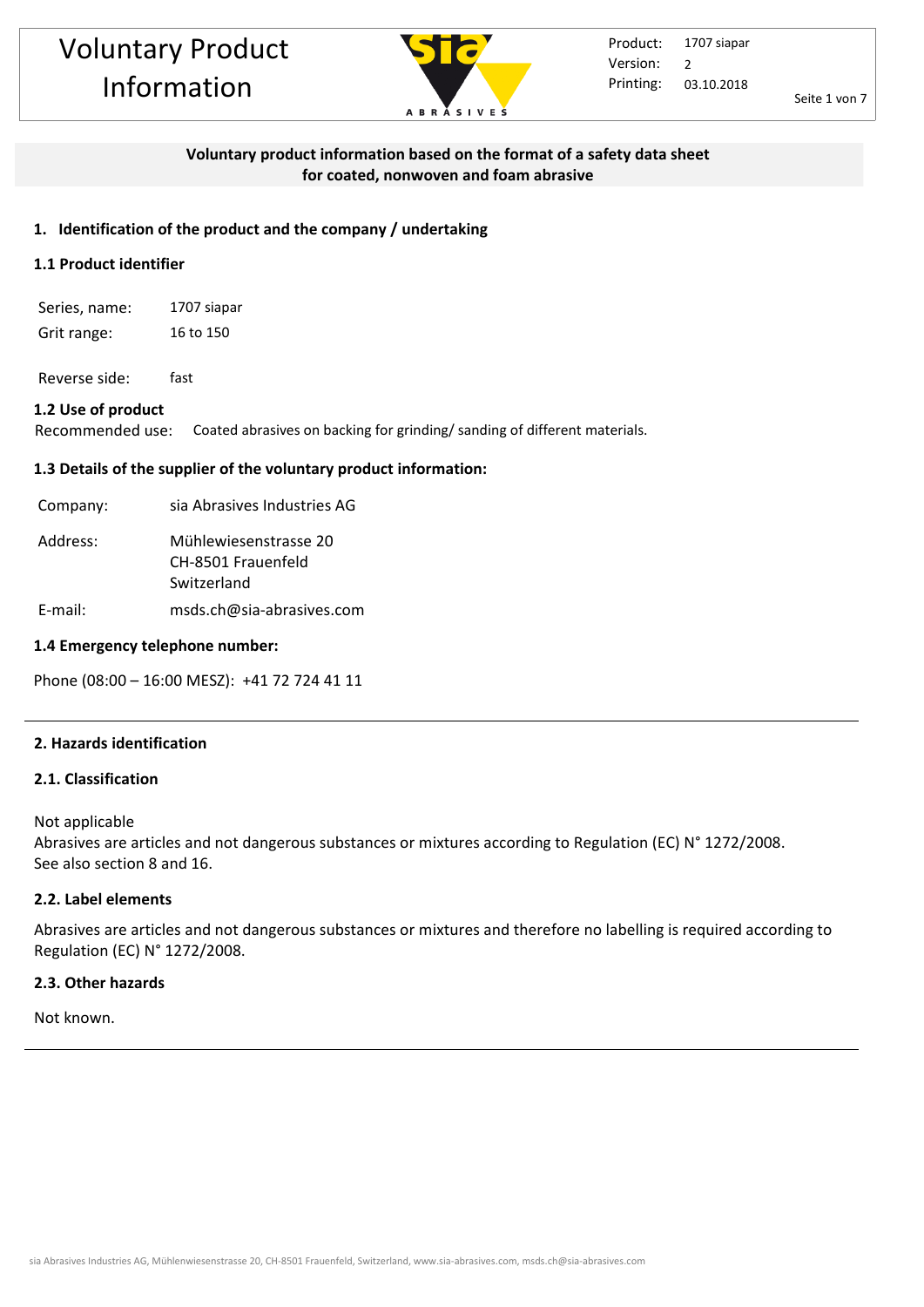# Voluntary Product Information

Product: 1707 siapar
Version: 2
Printing: 03.10.2018

**Voluntary product information based on the format of a safety data sheet for coated, nonwoven and foam abrasive**

## 1. Identification of the product and the company / undertaking

### 1.1 Product identifier

| | |
|---|---|
| Series, name: | 1707 siapar |
| Grit range: | 16 to 150 |
| Reverse side: | fast |

### 1.2 Use of product

Recommended use: Coated abrasives on backing for grinding/ sanding of different materials.

### 1.3 Details of the supplier of the voluntary product information:

| | |
|---|---|
| Company: | sia Abrasives Industries AG |
| Address: | Mühlewiesenstrasse 20<br>CH-8501 Frauenfeld<br>Switzerland |
| E-mail: | msds.ch@sia-abrasives.com |

### 1.4 Emergency telephone number:

Phone (08:00 – 16:00 MESZ): +41 72 724 41 11

## 2. Hazards identification

### 2.1. Classification

Not applicable
Abrasives are articles and not dangerous substances or mixtures according to Regulation (EC) N° 1272/2008.
See also section 8 and 16.

### 2.2. Label elements

Abrasives are articles and not dangerous substances or mixtures and therefore no labelling is required according to Regulation (EC) N° 1272/2008.

### 2.3. Other hazards

Not known.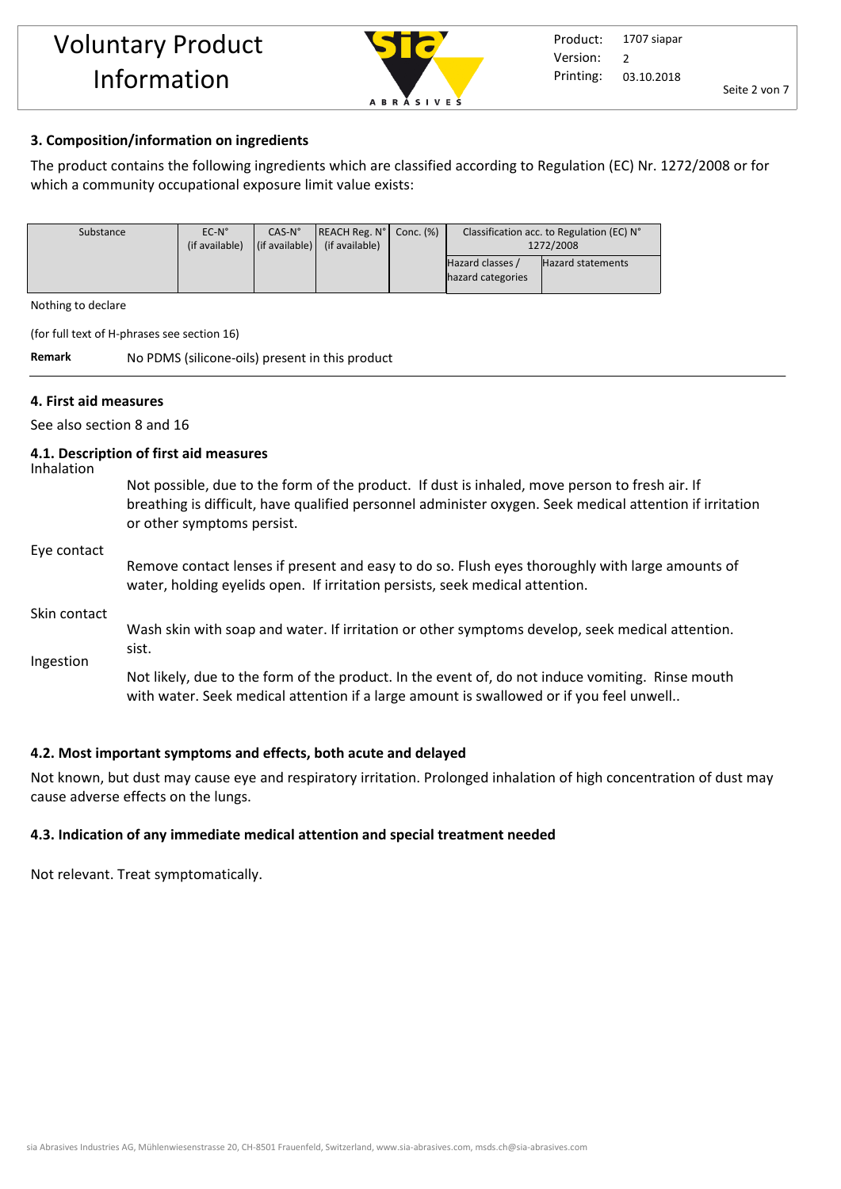## 3. Composition/information on ingredients

The product contains the following ingredients which are classified according to Regulation (EC) Nr. 1272/2008 or for which a community occupational exposure limit value exists:

| Substance | EC-N° (if available) | CAS-N° (if available) | REACH Reg. N° (if available) | Conc. (%) | Classification acc. to Regulation (EC) N° 1272/2008 | |
|---|---|---|---|---|---|---|
| | | | | | Hazard classes / hazard categories | Hazard statements |

Nothing to declare

(for full text of H-phrases see section 16)

**Remark** No PDMS (silicone-oils) present in this product

## 4. First aid measures

See also section 8 and 16

### 4.1. Description of first aid measures

**Inhalation**
Not possible, due to the form of the product. If dust is inhaled, move person to fresh air. If breathing is difficult, have qualified personnel administer oxygen. Seek medical attention if irritation or other symptoms persist.

**Eye contact**
Remove contact lenses if present and easy to do so. Flush eyes thoroughly with large amounts of water, holding eyelids open. If irritation persists, seek medical attention.

**Skin contact**
Wash skin with soap and water. If irritation or other symptoms develop, seek medical attention. sist.

**Ingestion**
Not likely, due to the form of the product. In the event of, do not induce vomiting. Rinse mouth with water. Seek medical attention if a large amount is swallowed or if you feel unwell..

### 4.2. Most important symptoms and effects, both acute and delayed

Not known, but dust may cause eye and respiratory irritation. Prolonged inhalation of high concentration of dust may cause adverse effects on the lungs.

### 4.3. Indication of any immediate medical attention and special treatment needed

Not relevant. Treat symptomatically.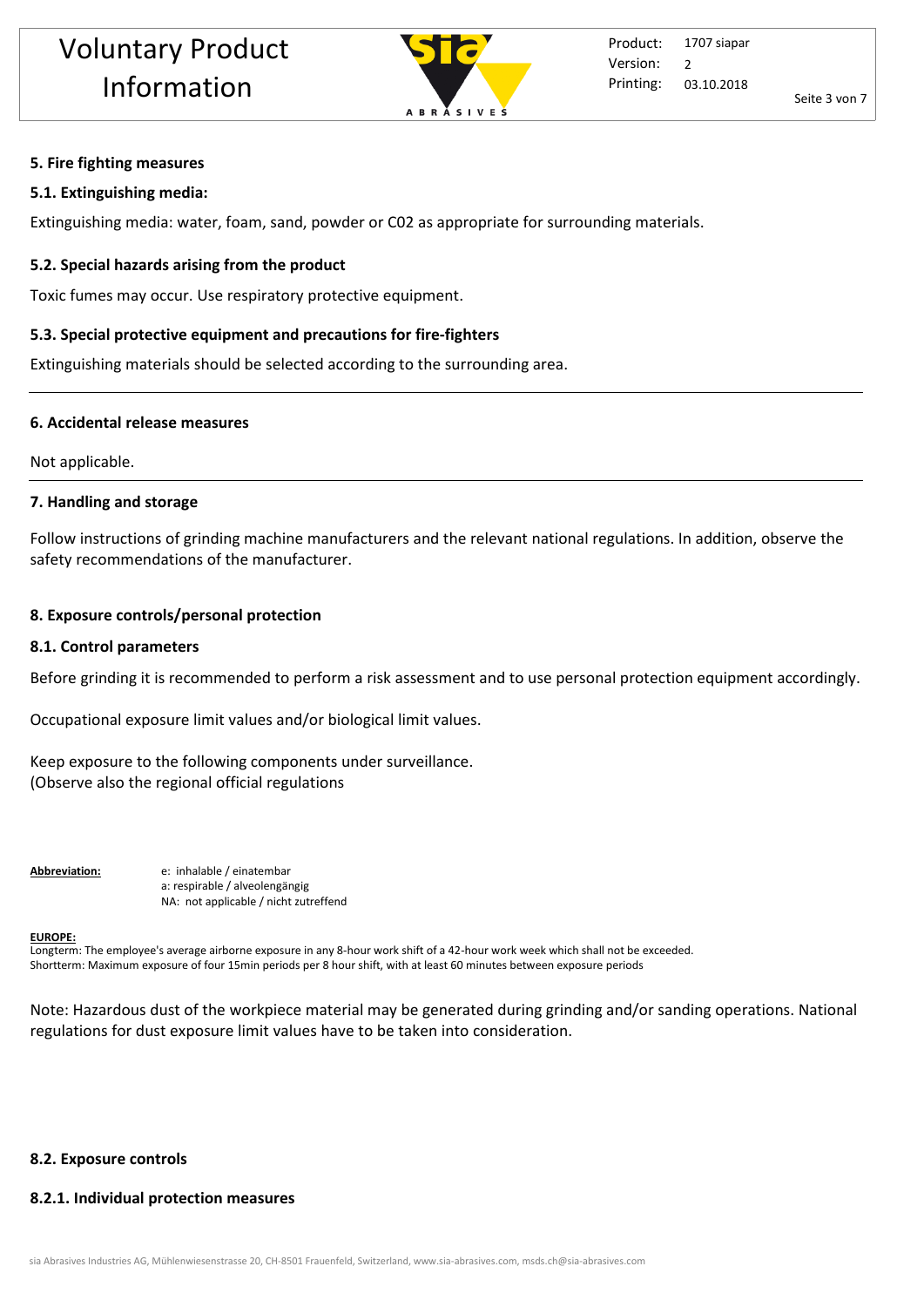## 5. Fire fighting measures

### 5.1. Extinguishing media:

Extinguishing media: water, foam, sand, powder or C02 as appropriate for surrounding materials.

### 5.2. Special hazards arising from the product

Toxic fumes may occur. Use respiratory protective equipment.

### 5.3. Special protective equipment and precautions for fire-fighters

Extinguishing materials should be selected according to the surrounding area.

---

## 6. Accidental release measures

Not applicable.

---

## 7. Handling and storage

Follow instructions of grinding machine manufacturers and the relevant national regulations. In addition, observe the safety recommendations of the manufacturer.

## 8. Exposure controls/personal protection

### 8.1. Control parameters

Before grinding it is recommended to perform a risk assessment and to use personal protection equipment accordingly.

Occupational exposure limit values and/or biological limit values.

Keep exposure to the following components under surveillance.
(Observe also the regional official regulations

**Abbreviation:**
e: inhalable / einatembar
a: respirable / alveolengängig
NA: not applicable / nicht zutreffend

**EUROPE:**
Longterm: The employee's average airborne exposure in any 8-hour work shift of a 42-hour work week which shall not be exceeded.
Shortterm: Maximum exposure of four 15min periods per 8 hour shift, with at least 60 minutes between exposure periods

Note: Hazardous dust of the workpiece material may be generated during grinding and/or sanding operations. National regulations for dust exposure limit values have to be taken into consideration.

### 8.2. Exposure controls

#### 8.2.1. Individual protection measures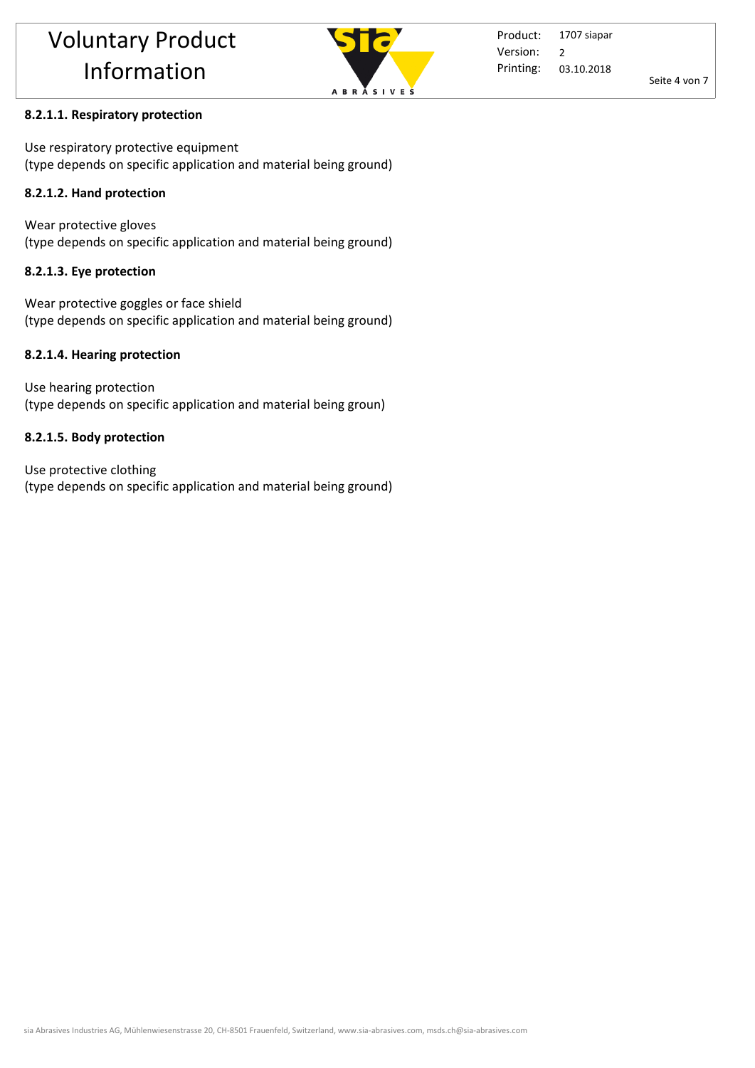#### 8.2.1.1. Respiratory protection

Use respiratory protective equipment
(type depends on specific application and material being ground)

#### 8.2.1.2. Hand protection

Wear protective gloves
(type depends on specific application and material being ground)

#### 8.2.1.3. Eye protection

Wear protective goggles or face shield
(type depends on specific application and material being ground)

#### 8.2.1.4. Hearing protection

Use hearing protection
(type depends on specific application and material being groun)

#### 8.2.1.5. Body protection

Use protective clothing
(type depends on specific application and material being ground)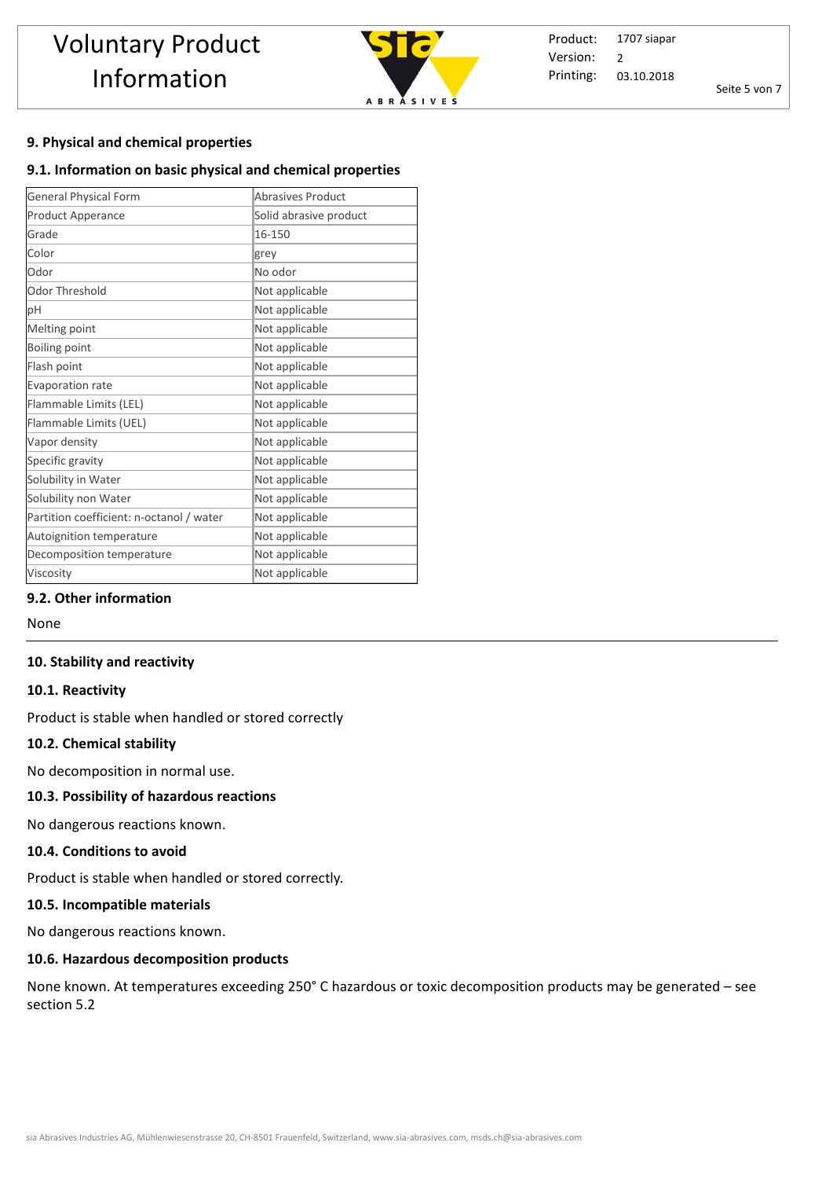## 9. Physical and chemical properties

### 9.1. Information on basic physical and chemical properties

| General Physical Form | Abrasives Product |
|---|---|
| Product Apperance | Solid abrasive product |
| Grade | 16-150 |
| Color | grey |
| Odor | No odor |
| Odor Threshold | Not applicable |
| pH | Not applicable |
| Melting point | Not applicable |
| Boiling point | Not applicable |
| Flash point | Not applicable |
| Evaporation rate | Not applicable |
| Flammable Limits (LEL) | Not applicable |
| Flammable Limits (UEL) | Not applicable |
| Vapor density | Not applicable |
| Specific gravity | Not applicable |
| Solubility in Water | Not applicable |
| Solubility non Water | Not applicable |
| Partition coefficient: n-octanol / water | Not applicable |
| Autoignition temperature | Not applicable |
| Decomposition temperature | Not applicable |
| Viscosity | Not applicable |

### 9.2. Other information

None

## 10. Stability and reactivity

### 10.1. Reactivity

Product is stable when handled or stored correctly

### 10.2. Chemical stability

No decomposition in normal use.

### 10.3. Possibility of hazardous reactions

No dangerous reactions known.

### 10.4. Conditions to avoid

Product is stable when handled or stored correctly.

### 10.5. Incompatible materials

No dangerous reactions known.

### 10.6. Hazardous decomposition products

None known. At temperatures exceeding 250° C hazardous or toxic decomposition products may be generated – see section 5.2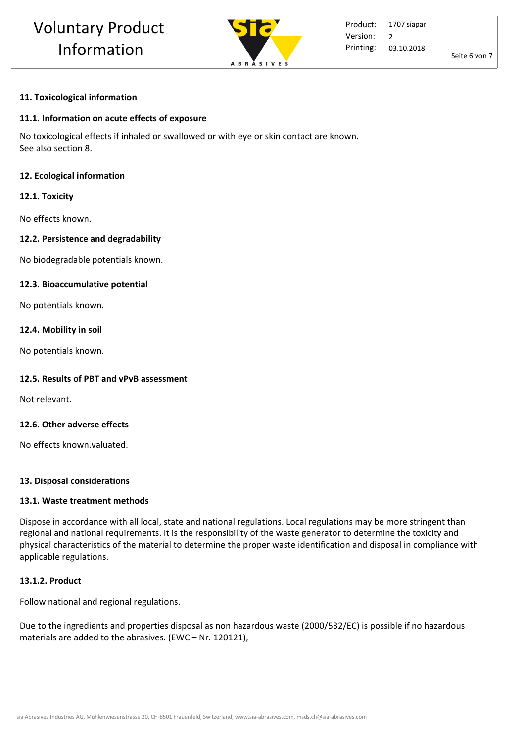## 11. Toxicological information

### 11.1. Information on acute effects of exposure

No toxicological effects if inhaled or swallowed or with eye or skin contact are known.
See also section 8.

## 12. Ecological information

### 12.1. Toxicity

No effects known.

### 12.2. Persistence and degradability

No biodegradable potentials known.

### 12.3. Bioaccumulative potential

No potentials known.

### 12.4. Mobility in soil

No potentials known.

### 12.5. Results of PBT and vPvB assessment

Not relevant.

### 12.6. Other adverse effects

No effects known.valuated.

---

## 13. Disposal considerations

### 13.1. Waste treatment methods

Dispose in accordance with all local, state and national regulations. Local regulations may be more stringent than regional and national requirements. It is the responsibility of the waste generator to determine the toxicity and physical characteristics of the material to determine the proper waste identification and disposal in compliance with applicable regulations.

#### 13.1.2. Product

Follow national and regional regulations.

Due to the ingredients and properties disposal as non hazardous waste (2000/532/EC) is possible if no hazardous materials are added to the abrasives. (EWC – Nr. 120121),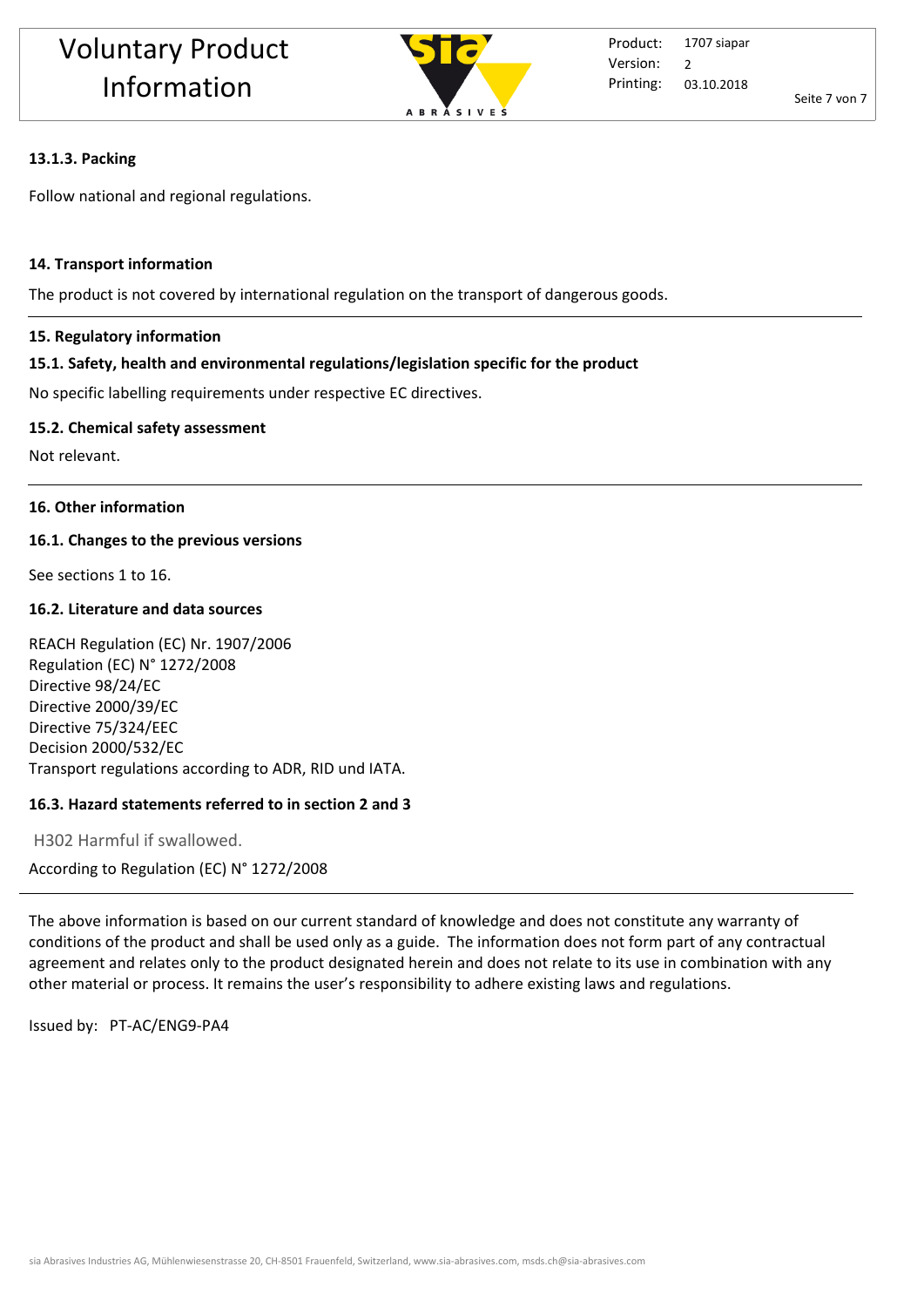### 13.1.3. Packing

Follow national and regional regulations.

## 14. Transport information

The product is not covered by international regulation on the transport of dangerous goods.

## 15. Regulatory information

### 15.1. Safety, health and environmental regulations/legislation specific for the product

No specific labelling requirements under respective EC directives.

### 15.2. Chemical safety assessment

Not relevant.

## 16. Other information

### 16.1. Changes to the previous versions

See sections 1 to 16.

### 16.2. Literature and data sources

REACH Regulation (EC) Nr. 1907/2006
Regulation (EC) N° 1272/2008
Directive 98/24/EC
Directive 2000/39/EC
Directive 75/324/EEC
Decision 2000/532/EC
Transport regulations according to ADR, RID und IATA.

### 16.3. Hazard statements referred to in section 2 and 3

H302 Harmful if swallowed.

According to Regulation (EC) N° 1272/2008

---

The above information is based on our current standard of knowledge and does not constitute any warranty of conditions of the product and shall be used only as a guide. The information does not form part of any contractual agreement and relates only to the product designated herein and does not relate to its use in combination with any other material or process. It remains the user's responsibility to adhere existing laws and regulations.

Issued by: PT-AC/ENG9-PA4